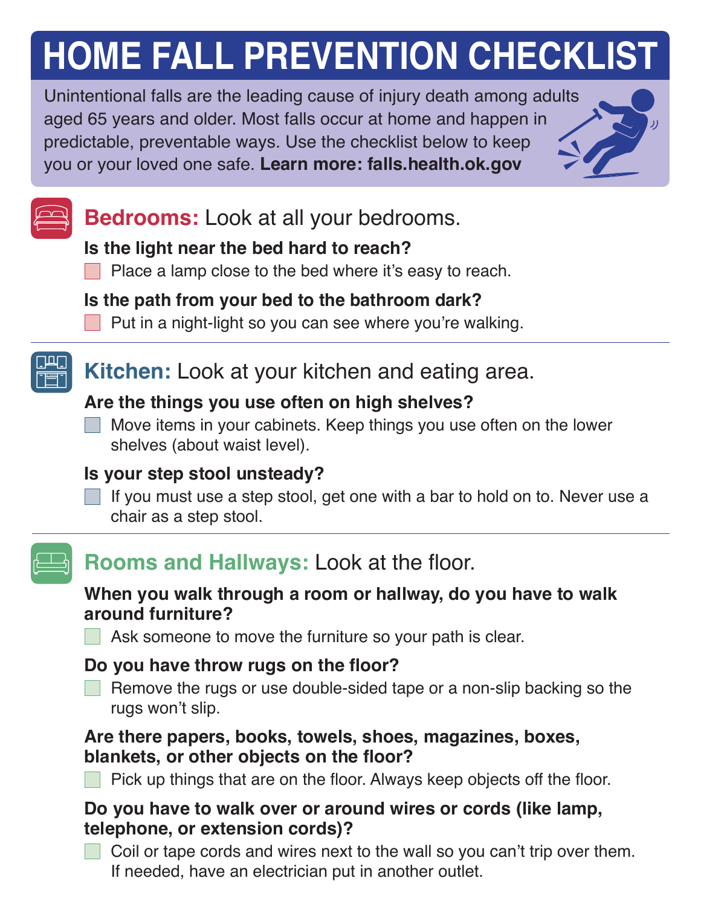# HOME FALL PREVENTION CHECKLIST

Unintentional falls are the leading cause of injury death among adults aged 65 years and older. Most falls occur at home and happen in predictable, preventable ways. Use the checklist below to keep you or your loved one safe. **Learn more: falls.health.ok.gov**

## **Bedrooms:** Look at all your bedrooms.

**Is the light near the bed hard to reach?**

- [ ] Place a lamp close to the bed where it's easy to reach.

**Is the path from your bed to the bathroom dark?**

- [ ] Put in a night-light so you can see where you're walking.

## **Kitchen:** Look at your kitchen and eating area.

**Are the things you use often on high shelves?**

- [ ] Move items in your cabinets. Keep things you use often on the lower shelves (about waist level).

**Is your step stool unsteady?**

- [ ] If you must use a step stool, get one with a bar to hold on to. Never use a chair as a step stool.

## **Rooms and Hallways:** Look at the floor.

**When you walk through a room or hallway, do you have to walk around furniture?**

- [ ] Ask someone to move the furniture so your path is clear.

**Do you have throw rugs on the floor?**

- [ ] Remove the rugs or use double-sided tape or a non-slip backing so the rugs won't slip.

**Are there papers, books, towels, shoes, magazines, boxes, blankets, or other objects on the floor?**

- [ ] Pick up things that are on the floor. Always keep objects off the floor.

**Do you have to walk over or around wires or cords (like lamp, telephone, or extension cords)?**

- [ ] Coil or tape cords and wires next to the wall so you can't trip over them. If needed, have an electrician put in another outlet.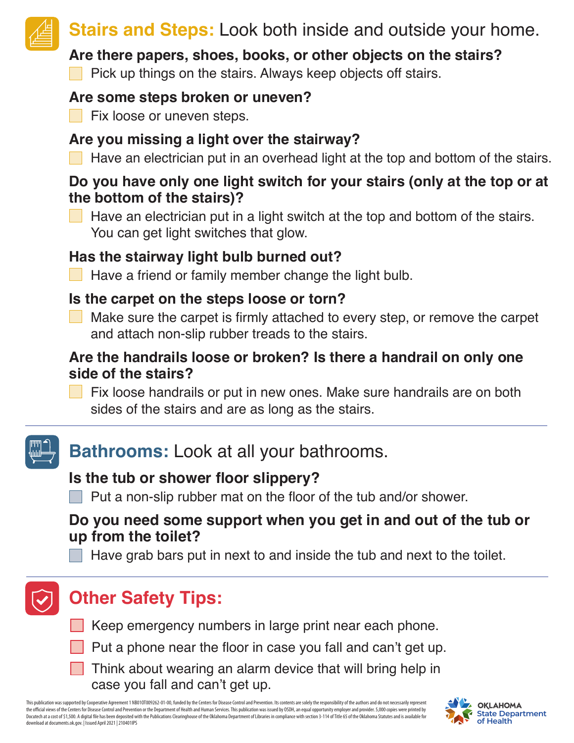## **Stairs and Steps:** Look both inside and outside your home.

**Are there papers, shoes, books, or other objects on the stairs?**

- [ ] Pick up things on the stairs. Always keep objects off stairs.

**Are some steps broken or uneven?**

- [ ] Fix loose or uneven steps.

**Are you missing a light over the stairway?**

- [ ] Have an electrician put in an overhead light at the top and bottom of the stairs.

**Do you have only one light switch for your stairs (only at the top or at the bottom of the stairs)?**

- [ ] Have an electrician put in a light switch at the top and bottom of the stairs. You can get light switches that glow.

**Has the stairway light bulb burned out?**

- [ ] Have a friend or family member change the light bulb.

**Is the carpet on the steps loose or torn?**

- [ ] Make sure the carpet is firmly attached to every step, or remove the carpet and attach non-slip rubber treads to the stairs.

**Are the handrails loose or broken? Is there a handrail on only one side of the stairs?**

- [ ] Fix loose handrails or put in new ones. Make sure handrails are on both sides of the stairs and are as long as the stairs.

## **Bathrooms:** Look at all your bathrooms.

**Is the tub or shower floor slippery?**

- [ ] Put a non-slip rubber mat on the floor of the tub and/or shower.

**Do you need some support when you get in and out of the tub or up from the toilet?**

- [ ] Have grab bars put in next to and inside the tub and next to the toilet.

## **Other Safety Tips:**

- [ ] Keep emergency numbers in large print near each phone.
- [ ] Put a phone near the floor in case you fall and can't get up.
- [ ] Think about wearing an alarm device that will bring help in case you fall and can't get up.

This publication was supported by Cooperative Agreement 1 NB01OT009262-01-00, funded by the Centers for Disease Control and Prevention. Its contents are solely the responsibility of the authors and do not necessarily represent the official views of the Centers for Disease Control and Prevention or the Department of Health and Human Services. This publication was issued by OSDH, an equal opportunity employer and provider. 5,000 copies were printed by Docutech at a cost of $1,500. A digital file has been deposited with the Publications Clearinghouse of the Oklahoma Department of Libraries in compliance with section 3-114 of Title 65 of the Oklahoma Statutes and is available for download at documents.ok.gov. | Issued April 2021 | 210401IPS

OKLAHOMA State Department of Health